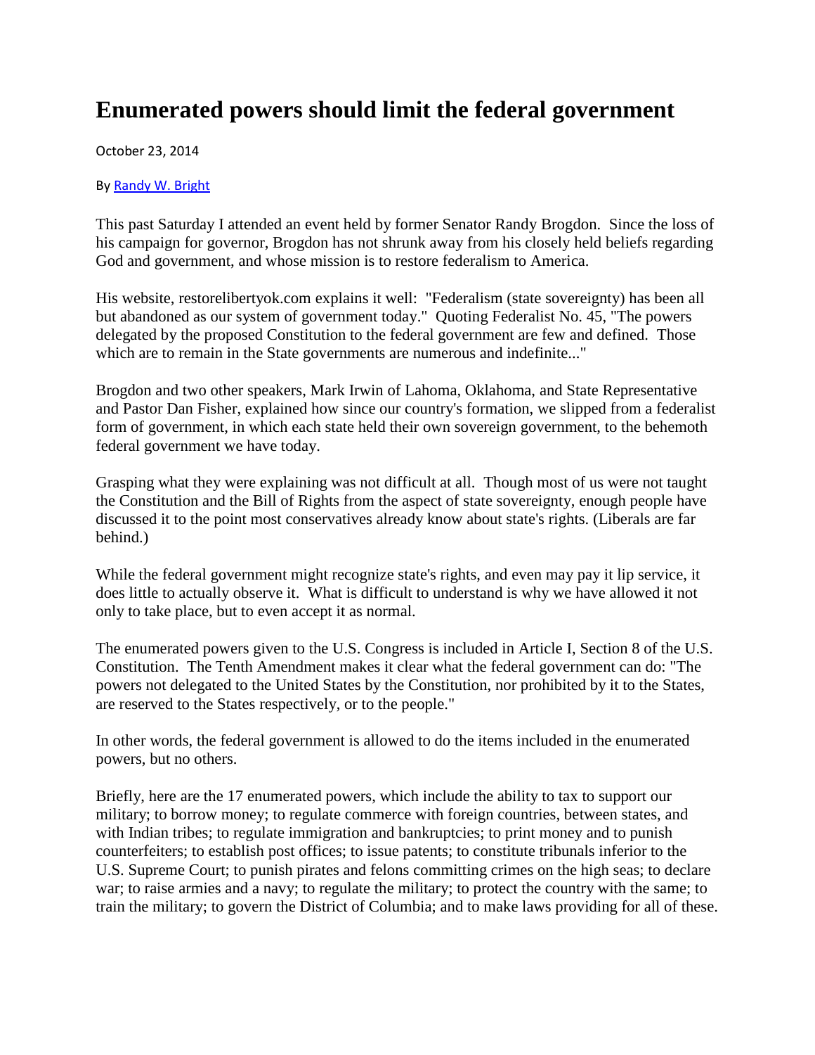# Enumerated powers should limit the federal government

October 23, 2014

By [Randy W. Bright]

This past Saturday I attended an event held by former Senator Randy Brogdon. Since the loss of his campaign for governor, Brogdon has not shrunk away from his closely held beliefs regarding God and government, and whose mission is to restore federalism to America.

His website, restorelibertyok.com explains it well: "Federalism (state sovereignty) has been all but abandoned as our system of government today." Quoting Federalist No. 45, "The powers delegated by the proposed Constitution to the federal government are few and defined. Those which are to remain in the State governments are numerous and indefinite..."

Brogdon and two other speakers, Mark Irwin of Lahoma, Oklahoma, and State Representative and Pastor Dan Fisher, explained how since our country's formation, we slipped from a federalist form of government, in which each state held their own sovereign government, to the behemoth federal government we have today.

Grasping what they were explaining was not difficult at all. Though most of us were not taught the Constitution and the Bill of Rights from the aspect of state sovereignty, enough people have discussed it to the point most conservatives already know about state's rights. (Liberals are far behind.)

While the federal government might recognize state's rights, and even may pay it lip service, it does little to actually observe it. What is difficult to understand is why we have allowed it not only to take place, but to even accept it as normal.

The enumerated powers given to the U.S. Congress is included in Article I, Section 8 of the U.S. Constitution. The Tenth Amendment makes it clear what the federal government can do: "The powers not delegated to the United States by the Constitution, nor prohibited by it to the States, are reserved to the States respectively, or to the people."

In other words, the federal government is allowed to do the items included in the enumerated powers, but no others.

Briefly, here are the 17 enumerated powers, which include the ability to tax to support our military; to borrow money; to regulate commerce with foreign countries, between states, and with Indian tribes; to regulate immigration and bankruptcies; to print money and to punish counterfeiters; to establish post offices; to issue patents; to constitute tribunals inferior to the U.S. Supreme Court; to punish pirates and felons committing crimes on the high seas; to declare war; to raise armies and a navy; to regulate the military; to protect the country with the same; to train the military; to govern the District of Columbia; and to make laws providing for all of these.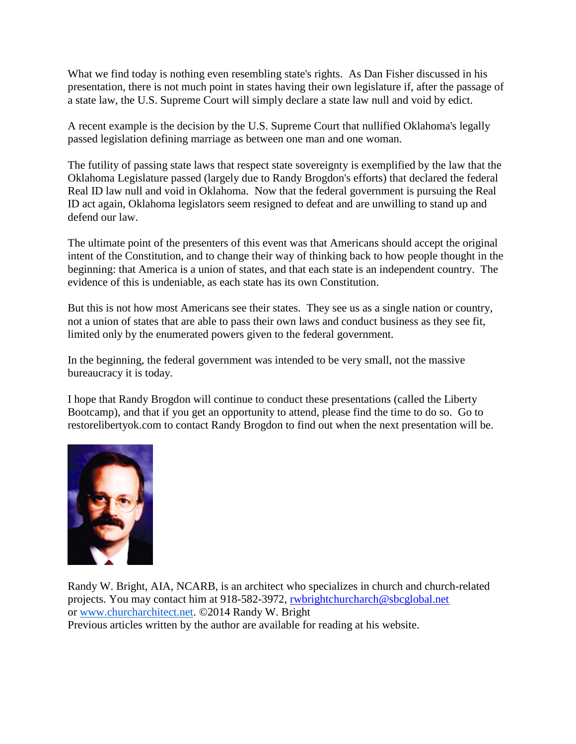What we find today is nothing even resembling state's rights. As Dan Fisher discussed in his presentation, there is not much point in states having their own legislature if, after the passage of a state law, the U.S. Supreme Court will simply declare a state law null and void by edict.

A recent example is the decision by the U.S. Supreme Court that nullified Oklahoma's legally passed legislation defining marriage as between one man and one woman.

The futility of passing state laws that respect state sovereignty is exemplified by the law that the Oklahoma Legislature passed (largely due to Randy Brogdon's efforts) that declared the federal Real ID law null and void in Oklahoma. Now that the federal government is pursuing the Real ID act again, Oklahoma legislators seem resigned to defeat and are unwilling to stand up and defend our law.

The ultimate point of the presenters of this event was that Americans should accept the original intent of the Constitution, and to change their way of thinking back to how people thought in the beginning: that America is a union of states, and that each state is an independent country. The evidence of this is undeniable, as each state has its own Constitution.

But this is not how most Americans see their states. They see us as a single nation or country, not a union of states that are able to pass their own laws and conduct business as they see fit, limited only by the enumerated powers given to the federal government.

In the beginning, the federal government was intended to be very small, not the massive bureaucracy it is today.

I hope that Randy Brogdon will continue to conduct these presentations (called the Liberty Bootcamp), and that if you get an opportunity to attend, please find the time to do so. Go to restorelibertyok.com to contact Randy Brogdon to find out when the next presentation will be.

Randy W. Bright, AIA, NCARB, is an architect who specializes in church and church-related projects. You may contact him at 918-582-3972, rwbrightchurcharch@sbcglobal.net or www.churcharchitect.net. ©2014 Randy W. Bright
Previous articles written by the author are available for reading at his website.